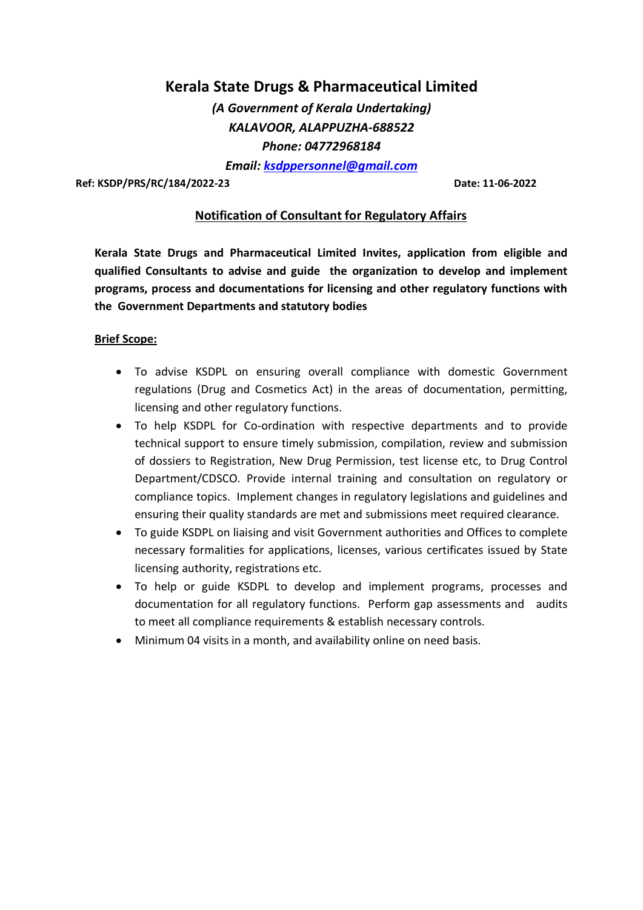# Kerala State Drugs & Pharmaceutical Limited

*(A Government of Kerala Undertaking)*
*KALAVOOR, ALAPPUZHA-688522*
*Phone: 04772968184*
*Email: ksdppersonnel@gmail.com*

**Ref: KSDP/PRS/RC/184/2022-23** **Date: 11-06-2022**

## Notification of Consultant for Regulatory Affairs

**Kerala State Drugs and Pharmaceutical Limited Invites, application from eligible and qualified Consultants to advise and guide the organization to develop and implement programs, process and documentations for licensing and other regulatory functions with the Government Departments and statutory bodies**

**Brief Scope:**

- To advise KSDPL on ensuring overall compliance with domestic Government regulations (Drug and Cosmetics Act) in the areas of documentation, permitting, licensing and other regulatory functions.
- To help KSDPL for Co-ordination with respective departments and to provide technical support to ensure timely submission, compilation, review and submission of dossiers to Registration, New Drug Permission, test license etc, to Drug Control Department/CDSCO. Provide internal training and consultation on regulatory or compliance topics. Implement changes in regulatory legislations and guidelines and ensuring their quality standards are met and submissions meet required clearance.
- To guide KSDPL on liaising and visit Government authorities and Offices to complete necessary formalities for applications, licenses, various certificates issued by State licensing authority, registrations etc.
- To help or guide KSDPL to develop and implement programs, processes and documentation for all regulatory functions. Perform gap assessments and audits to meet all compliance requirements & establish necessary controls.
- Minimum 04 visits in a month, and availability online on need basis.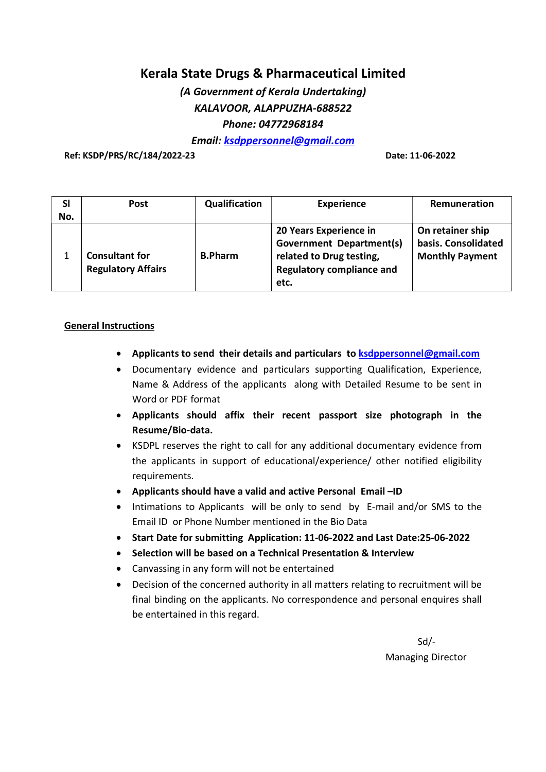# Kerala State Drugs & Pharmaceutical Limited

*(A Government of Kerala Undertaking)*

*KALAVOOR, ALAPPUZHA-688522*

*Phone: 04772968184*

*Email: ksdppersonnel@gmail.com*

**Ref: KSDP/PRS/RC/184/2022-23** **Date: 11-06-2022**

| Sl No. | Post | Qualification | Experience | Remuneration |
|---|---|---|---|---|
| 1 | **Consultant for Regulatory Affairs** | **B.Pharm** | **20 Years Experience in Government Department(s) related to Drug testing, Regulatory compliance and etc.** | **On retainer ship basis. Consolidated Monthly Payment** |

**General Instructions**

- **Applicants to send their details and particulars to ksdppersonnel@gmail.com**
- Documentary evidence and particulars supporting Qualification, Experience, Name & Address of the applicants along with Detailed Resume to be sent in Word or PDF format
- **Applicants should affix their recent passport size photograph in the Resume/Bio-data.**
- KSDPL reserves the right to call for any additional documentary evidence from the applicants in support of educational/experience/ other notified eligibility requirements.
- **Applicants should have a valid and active Personal Email –ID**
- Intimations to Applicants will be only to send by E-mail and/or SMS to the Email ID or Phone Number mentioned in the Bio Data
- **Start Date for submitting Application: 11-06-2022 and Last Date:25-06-2022**
- **Selection will be based on a Technical Presentation & Interview**
- Canvassing in any form will not be entertained
- Decision of the concerned authority in all matters relating to recruitment will be final binding on the applicants. No correspondence and personal enquires shall be entertained in this regard.

Sd/-

Managing Director